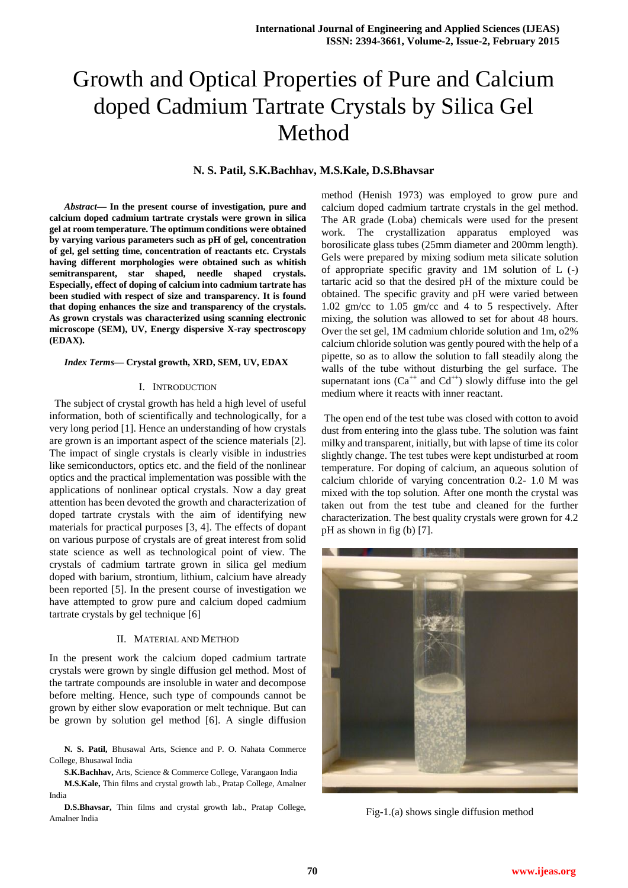# Growth and Optical Properties of Pure and Calcium doped Cadmium Tartrate Crystals by Silica Gel Method

**N. S. Patil, S.K.Bachhav, M.S.Kale, D.S.Bhavsar**

***Abstract*— In the present course of investigation, pure and calcium doped cadmium tartrate crystals were grown in silica gel at room temperature. The optimum conditions were obtained by varying various parameters such as pH of gel, concentration of gel, gel setting time, concentration of reactants etc. Crystals having different morphologies were obtained such as whitish semitransparent, star shaped, needle shaped crystals. Especially, effect of doping of calcium into cadmium tartrate has been studied with respect of size and transparency. It is found that doping enhances the size and transparency of the crystals. As grown crystals was characterized using scanning electronic microscope (SEM), UV, Energy dispersive X-ray spectroscopy (EDAX).**

***Index Terms*— Crystal growth, XRD, SEM, UV, EDAX**

## I. Introduction

The subject of crystal growth has held a high level of useful information, both of scientifically and technologically, for a very long period [1]. Hence an understanding of how crystals are grown is an important aspect of the science materials [2]. The impact of single crystals is clearly visible in industries like semiconductors, optics etc. and the field of the nonlinear optics and the practical implementation was possible with the applications of nonlinear optical crystals. Now a day great attention has been devoted the growth and characterization of doped tartrate crystals with the aim of identifying new materials for practical purposes [3, 4]. The effects of dopant on various purpose of crystals are of great interest from solid state science as well as technological point of view. The crystals of cadmium tartrate grown in silica gel medium doped with barium, strontium, lithium, calcium have already been reported [5]. In the present course of investigation we have attempted to grow pure and calcium doped cadmium tartrate crystals by gel technique [6]

## II. Material and Method

In the present work the calcium doped cadmium tartrate crystals were grown by single diffusion gel method. Most of the tartrate compounds are insoluble in water and decompose before melting. Hence, such type of compounds cannot be grown by either slow evaporation or melt technique. But can be grown by solution gel method [6]. A single diffusion method (Henish 1973) was employed to grow pure and calcium doped cadmium tartrate crystals in the gel method. The AR grade (Loba) chemicals were used for the present work. The crystallization apparatus employed was borosilicate glass tubes (25mm diameter and 200mm length). Gels were prepared by mixing sodium meta silicate solution of appropriate specific gravity and 1M solution of L (-) tartaric acid so that the desired pH of the mixture could be obtained. The specific gravity and pH were varied between 1.02 gm/cc to 1.05 gm/cc and 4 to 5 respectively. After mixing, the solution was allowed to set for about 48 hours. Over the set gel, 1M cadmium chloride solution and 1m, o2% calcium chloride solution was gently poured with the help of a pipette, so as to allow the solution to fall steadily along the walls of the tube without disturbing the gel surface. The supernatant ions ($Ca^{++}$ and $Cd^{++}$) slowly diffuse into the gel medium where it reacts with inner reactant.

The open end of the test tube was closed with cotton to avoid dust from entering into the glass tube. The solution was faint milky and transparent, initially, but with lapse of time its color slightly change. The test tubes were kept undisturbed at room temperature. For doping of calcium, an aqueous solution of calcium chloride of varying concentration 0.2- 1.0 M was mixed with the top solution. After one month the crystal was taken out from the test tube and cleaned for the further characterization. The best quality crystals were grown for 4.2 pH as shown in fig (b) [7].

Fig-1.(a) shows single diffusion method

N. S. Patil, Bhusawal Arts, Science and P. O. Nahata Commerce College, Bhusawal India

S.K.Bachhav, Arts, Science & Commerce College, Varangaon India

M.S.Kale, Thin films and crystal growth lab., Pratap College, Amalner India

D.S.Bhavsar, Thin films and crystal growth lab., Pratap College, Amalner India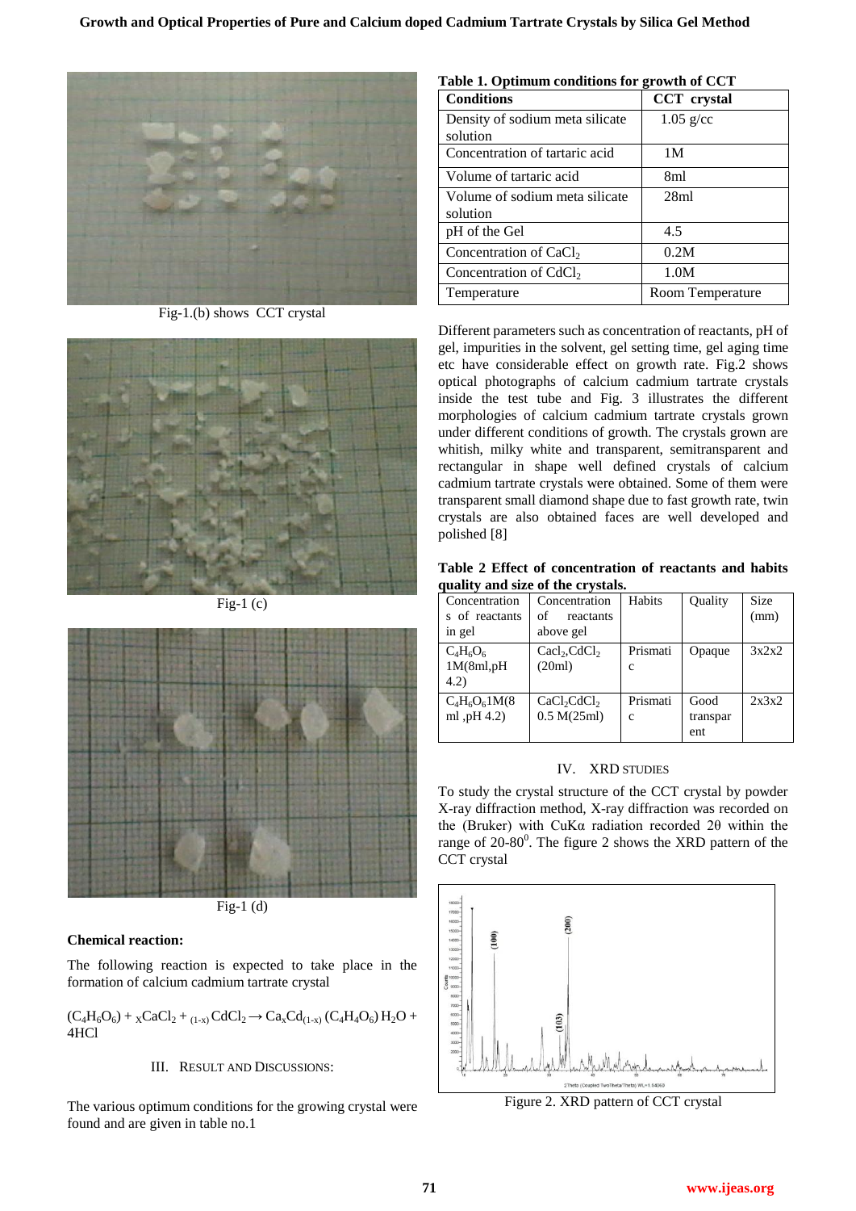Fig-1.(b) shows CCT crystal

Fig-1 (c)

Fig-1 (d)

**Chemical reaction:**

The following reaction is expected to take place in the formation of calcium cadmium tartrate crystal

$(C_4H_6O_6) + {}_xCaCl_2 + {}_{(1-x)}CdCl_2 \rightarrow Ca_xCd_{(1-x)}(C_4H_4O_6)H_2O + 4HCl$

## III. RESULT AND DISCUSSIONS:

The various optimum conditions for the growing crystal were found and are given in table no.1

**Table 1. Optimum conditions for growth of CCT**

| Conditions | CCT crystal |
|---|---|
| Density of sodium meta silicate solution | 1.05 g/cc |
| Concentration of tartaric acid | 1M |
| Volume of tartaric acid | 8ml |
| Volume of sodium meta silicate solution | 28ml |
| pH of the Gel | 4.5 |
| Concentration of $CaCl_2$ | 0.2M |
| Concentration of $CdCl_2$ | 1.0M |
| Temperature | Room Temperature |

Different parameters such as concentration of reactants, pH of gel, impurities in the solvent, gel setting time, gel aging time etc have considerable effect on growth rate. Fig.2 shows optical photographs of calcium cadmium tartrate crystals inside the test tube and Fig. 3 illustrates the different morphologies of calcium cadmium tartrate crystals grown under different conditions of growth. The crystals grown are whitish, milky white and transparent, semitransparent and rectangular in shape well defined crystals of calcium cadmium tartrate crystals were obtained. Some of them were transparent small diamond shape due to fast growth rate, twin crystals are also obtained faces are well developed and polished [8]

**Table 2 Effect of concentration of reactants and habits quality and size of the crystals.**

| Concentrations of reactants in gel | Concentration of reactants above gel | Habits | Quality | Size (mm) |
|---|---|---|---|---|
| $C_4H_6O_6$ 1M(8ml,pH 4.2) | $Cacl_2$,$CdCl_2$ (20ml) | Prismatic | Opaque | 3x2x2 |
| $C_4H_6O_6$1M(8 ml ,pH 4.2) | $CaCl_2CdCl_2$ 0.5 M(25ml) | Prismatic | Good transparent | 2x3x2 |

## IV. XRD STUDIES

To study the crystal structure of the CCT crystal by powder X-ray diffraction method, X-ray diffraction was recorded on the (Bruker) with CuKα radiation recorded 2θ within the range of 20-80$^0$. The figure 2 shows the XRD pattern of the CCT crystal

Figure 2. XRD pattern of CCT crystal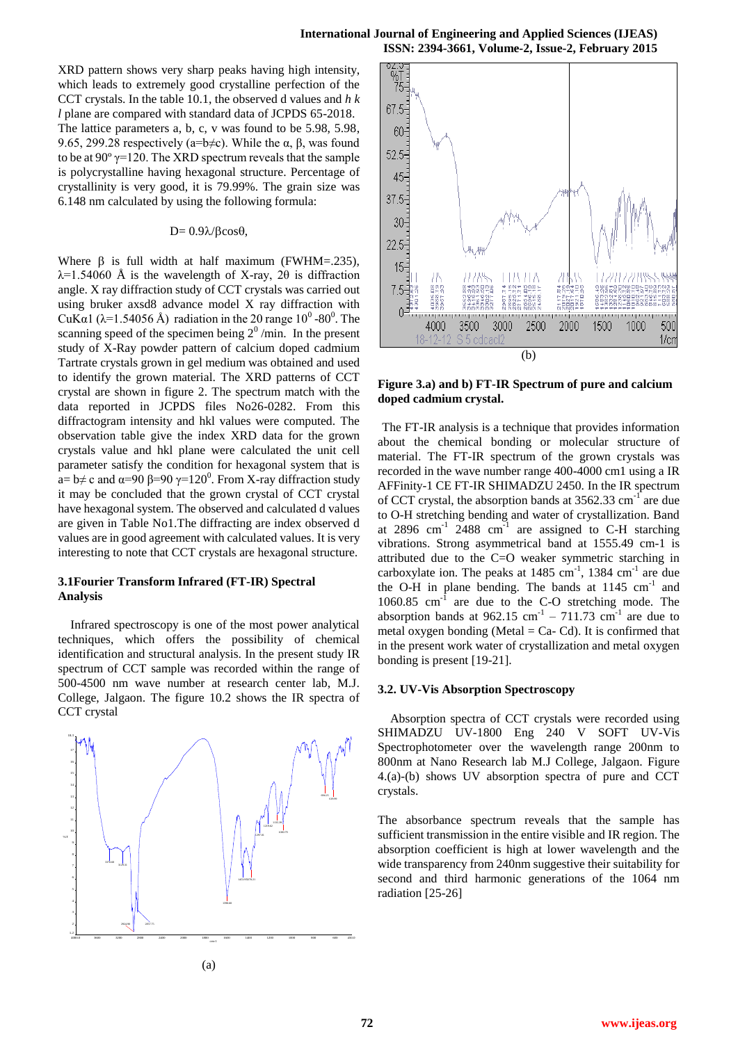XRD pattern shows very sharp peaks having high intensity, which leads to extremely good crystalline perfection of the CCT crystals. In the table 10.1, the observed d values and *h k l* plane are compared with standard data of JCPDS 65-2018. The lattice parameters a, b, c, v was found to be 5.98, 5.98, 9.65, 299.28 respectively (a=b≠c). While the α, β, was found to be at 90º γ=120. The XRD spectrum reveals that the sample is polycrystalline having hexagonal structure. Percentage of crystallinity is very good, it is 79.99%. The grain size was 6.148 nm calculated by using the following formula:

$$D= 0.9\lambda/\beta\cos\theta,$$

Where β is full width at half maximum (FWHM=.235), λ=1.54060 Å is the wavelength of X-ray, 2θ is diffraction angle. X ray diffraction study of CCT crystals was carried out using bruker axsd8 advance model X ray diffraction with CuKα1 (λ=1.54056 Å) radiation in the 2θ range $10^0$ -$80^0$. The scanning speed of the specimen being $2^0$ /min. In the present study of X-Ray powder pattern of calcium doped cadmium Tartrate crystals grown in gel medium was obtained and used to identify the grown material. The XRD patterns of CCT crystal are shown in figure 2. The spectrum match with the data reported in JCPDS files No26-0282. From this diffractogram intensity and hkl values were computed. The observation table give the index XRD data for the grown crystals value and hkl plane were calculated the unit cell parameter satisfy the condition for hexagonal system that is a= b≠ c and α=90 β=90 γ=$120^0$. From X-ray diffraction study it may be concluded that the grown crystal of CCT crystal have hexagonal system. The observed and calculated d values are given in Table No1.The diffracting are index observed d values are in good agreement with calculated values. It is very interesting to note that CCT crystals are hexagonal structure.

### 3.1Fourier Transform Infrared (FT-IR) Spectral Analysis

Infrared spectroscopy is one of the most power analytical techniques, which offers the possibility of chemical identification and structural analysis. In the present study IR spectrum of CCT sample was recorded within the range of 500-4500 nm wave number at research center lab, M.J. College, Jalgaon. The figure 10.2 shows the IR spectra of CCT crystal

(a)

(b)

**Figure 3.a) and b) FT-IR Spectrum of pure and calcium doped cadmium crystal.**

The FT-IR analysis is a technique that provides information about the chemical bonding or molecular structure of material. The FT-IR spectrum of the grown crystals was recorded in the wave number range 400-4000 cm1 using a IR AFFinity-1 CE FT-IR SHIMADZU 2450. In the IR spectrum of CCT crystal, the absorption bands at 3562.33 $cm^{-1}$ are due to O-H stretching bending and water of crystallization. Band at 2896 $cm^{-1}$ 2488 $cm^{-1}$ are assigned to C-H starching vibrations. Strong asymmetrical band at 1555.49 cm-1 is attributed due to the C=O weaker symmetric starching in carboxylate ion. The peaks at 1485 $cm^{-1}$, 1384 $cm^{-1}$ are due the O-H in plane bending. The bands at 1145 $cm^{-1}$ and 1060.85 $cm^{-1}$ are due to the C-O stretching mode. The absorption bands at 962.15 $cm^{-1}$ – 711.73 $cm^{-1}$ are due to metal oxygen bonding (Metal = Ca- Cd). It is confirmed that in the present work water of crystallization and metal oxygen bonding is present [19-21].

### 3.2. UV-Vis Absorption Spectroscopy

Absorption spectra of CCT crystals were recorded using SHIMADZU UV-1800 Eng 240 V SOFT UV-Vis Spectrophotometer over the wavelength range 200nm to 800nm at Nano Research lab M.J College, Jalgaon. Figure 4.(a)-(b) shows UV absorption spectra of pure and CCT crystals.

The absorbance spectrum reveals that the sample has sufficient transmission in the entire visible and IR region. The absorption coefficient is high at lower wavelength and the wide transparency from 240nm suggestive their suitability for second and third harmonic generations of the 1064 nm radiation [25-26]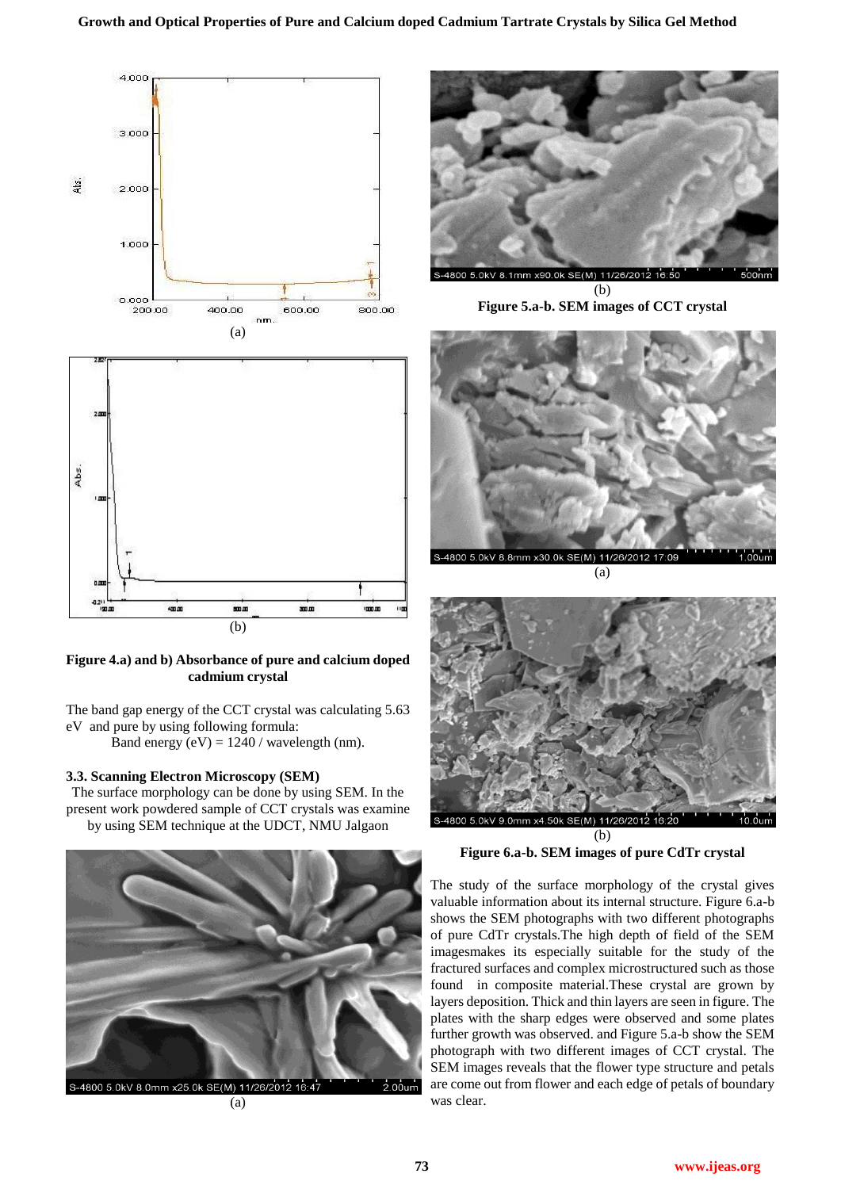(a)

(b)

**Figure 4.a) and b) Absorbance of pure and calcium doped cadmium crystal**

The band gap energy of the CCT crystal was calculating 5.63 eV and pure by using following formula:

Band energy (eV) = 1240 / wavelength (nm).

### 3.3. Scanning Electron Microscopy (SEM)

The surface morphology can be done by using SEM. In the present work powdered sample of CCT crystals was examine by using SEM technique at the UDCT, NMU Jalgaon

(a)

(b)

**Figure 5.a-b. SEM images of CCT crystal**

(a)

(b)

**Figure 6.a-b. SEM images of pure CdTr crystal**

The study of the surface morphology of the crystal gives valuable information about its internal structure. Figure 6.a-b shows the SEM photographs with two different photographs of pure CdTr crystals.The high depth of field of the SEM imagesmakes its especially suitable for the study of the fractured surfaces and complex microstructured such as those found in composite material.These crystal are grown by layers deposition. Thick and thin layers are seen in figure. The plates with the sharp edges were observed and some plates further growth was observed. and Figure 5.a-b show the SEM photograph with two different images of CCT crystal. The SEM images reveals that the flower type structure and petals are come out from flower and each edge of petals of boundary was clear.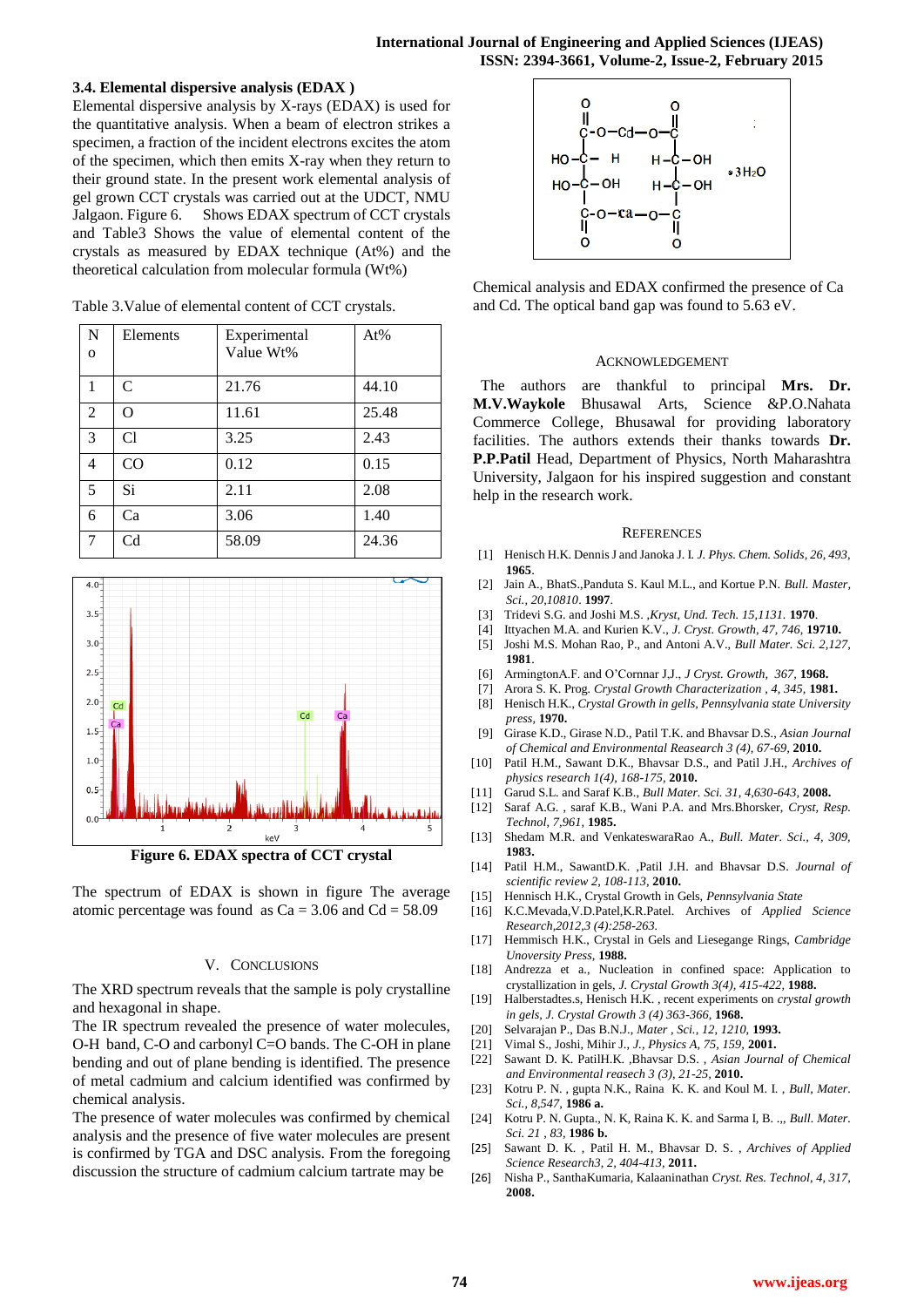### 3.4. Elemental dispersive analysis (EDAX )

Elemental dispersive analysis by X-rays (EDAX) is used for the quantitative analysis. When a beam of electron strikes a specimen, a fraction of the incident electrons excites the atom of the specimen, which then emits X-ray when they return to their ground state. In the present work elemental analysis of gel grown CCT crystals was carried out at the UDCT, NMU Jalgaon. Figure 6. Shows EDAX spectrum of CCT crystals and Table3 Shows the value of elemental content of the crystals as measured by EDAX technique (At%) and the theoretical calculation from molecular formula (Wt%)

Table 3.Value of elemental content of CCT crystals.

| No | Elements | Experimental Value Wt% | At% |
|---|---|---|---|
| 1 | C | 21.76 | 44.10 |
| 2 | O | 11.61 | 25.48 |
| 3 | Cl | 3.25 | 2.43 |
| 4 | CO | 0.12 | 0.15 |
| 5 | Si | 2.11 | 2.08 |
| 6 | Ca | 3.06 | 1.40 |
| 7 | Cd | 58.09 | 24.36 |

4.0
3.5
3.0
2.5
2.0
1.5
1.0
0.5
0.0
Cd
Ca
Cd
Ca
1
2
3
4
5
keV

**Figure 6. EDAX spectra of CCT crystal**

The spectrum of EDAX is shown in figure The average atomic percentage was found as Ca = 3.06 and Cd = 58.09

## V. Conclusions

The XRD spectrum reveals that the sample is poly crystalline and hexagonal in shape.

The IR spectrum revealed the presence of water molecules, O-H band, C-O and carbonyl C=O bands. The C-OH in plane bending and out of plane bending is identified. The presence of metal cadmium and calcium identified was confirmed by chemical analysis.

The presence of water molecules was confirmed by chemical analysis and the presence of five water molecules are present is confirmed by TGA and DSC analysis. From the foregoing discussion the structure of cadmium calcium tartrate may be

O
C-O-Cd-O-C
HO-C- H H-C-OH
HO-C-OH H-C-OH · 3H₂O
C-O-Ca-O-C
O O

Chemical analysis and EDAX confirmed the presence of Ca and Cd. The optical band gap was found to 5.63 eV.

## Acknowledgement

The authors are thankful to principal **Mrs. Dr. M.V.Waykole** Bhusawal Arts, Science &P.O.Nahata Commerce College, Bhusawal for providing laboratory facilities. The authors extends their thanks towards **Dr. P.P.Patil** Head, Department of Physics, North Maharashtra University, Jalgaon for his inspired suggestion and constant help in the research work.

## References

[1] Henisch H.K. Dennis J and Janoka J. I. *J. Phys. Chem. Solids, 26, 493,* **1965**.

[2] Jain A., BhatS.,Panduta S. Kaul M.L., and Kortue P.N. *Bull. Master, Sci., 20,10810.* **1997**.

[3] Tridevi S.G. and Joshi M.S. ,*Kryst, Und. Tech. 15,1131.* **1970**.

[4] Ittyachen M.A. and Kurien K.V., *J. Cryst. Growth, 47, 746,* **19710.**

[5] Joshi M.S. Mohan Rao, P., and Antoni A.V., *Bull Mater. Sci. 2,127,* **1981**.

[6] ArmingtonA.F. and O'Cornnar J,J., *J Cryst. Growth, 367,* **1968.**

[7] Arora S. K. Prog. *Crystal Growth Characterization , 4, 345,* **1981.**

[8] Henisch H.K., *Crystal Growth in gells, Pennsylvania state University press,* **1970.**

[9] Girase K.D., Girase N.D., Patil T.K. and Bhavsar D.S., *Asian Journal of Chemical and Environmental Reasearch 3 (4), 67-69,* **2010.**

[10] Patil H.M., Sawant D.K., Bhavsar D.S., and Patil J.H., *Archives of physics research 1(4), 168-175,* **2010.**

[11] Garud S.L. and Saraf K.B., *Bull Mater. Sci. 31, 4,630-643,* **2008.**

[12] Saraf A.G. , saraf K.B., Wani P.A. and Mrs.Bhorsker, *Cryst, Resp. Technol, 7,961,* **1985.**

[13] Shedam M.R. and VenkateswaraRao A., *Bull. Mater. Sci., 4, 309,* **1983.**

[14] Patil H.M., SawantD.K. ,Patil J.H. and Bhavsar D.S. *Journal of scientific review 2, 108-113,* **2010.**

[15] Hennisch H.K., Crystal Growth in Gels, *Pennsylvania State*

[16] K.C.Mevada,V.D.Patel,K.R.Patel. Archives of *Applied Science Research,2012,3 (4):258-263.*

[17] Hemmisch H.K., Crystal in Gels and Liesegange Rings, *Cambridge Unoversity Press,* **1988.**

[18] Andrezza et a., Nucleation in confined space: Application to crystallization in gels, *J. Crystal Growth 3(4), 415-422,* **1988.**

[19] Halberstadtes.s, Henisch H.K. , recent experiments on *crystal growth in gels, J. Crystal Growth 3 (4) 363-366,* **1968.**

[20] Selvarajan P., Das B.N.J., *Mater , Sci., 12, 1210,* **1993.**

[21] Vimal S., Joshi, Mihir J., *J., Physics A, 75, 159,* **2001.**

[22] Sawant D. K. PatilH.K. ,Bhavsar D.S. , *Asian Journal of Chemical and Environmental reasech 3 (3), 21-25,* **2010.**

[23] Kotru P. N. , gupta N.K., Raina K. K. and Koul M. I. , *Bull, Mater. Sci., 8,547,* **1986 a.**

[24] Kotru P. N. Gupta., N. K, Raina K. K. and Sarma I, B. .,, *Bull. Mater. Sci. 21 , 83,* **1986 b.**

[25] Sawant D. K. , Patil H. M., Bhavsar D. S. , *Archives of Applied Science Research3, 2, 404-413,* **2011.**

[26] Nisha P., SanthaKumaria, Kalaaninathan *Cryst. Res. Technol, 4, 317,* **2008.**